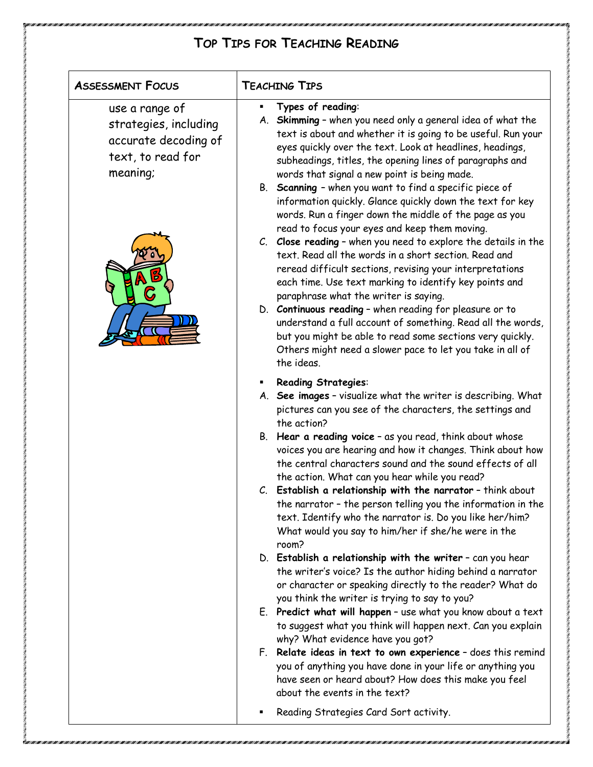# Top Tips for Teaching Reading

| Assessment Focus | Teaching Tips |
|---|---|
| use a range of strategies, including accurate decoding of text, to read for meaning; | ▪ **Types of reading**:<br>A. **Skimming** – when you need only a general idea of what the text is about and whether it is going to be useful. Run your eyes quickly over the text. Look at headlines, headings, subheadings, titles, the opening lines of paragraphs and words that signal a new point is being made.<br>B. **Scanning** – when you want to find a specific piece of information quickly. Glance quickly down the text for key words. Run a finger down the middle of the page as you read to focus your eyes and keep them moving.<br>C. **Close reading** – when you need to explore the details in the text. Read all the words in a short section. Read and reread difficult sections, revising your interpretations each time. Use text marking to identify key points and paraphrase what the writer is saying.<br>D. **Continuous reading** – when reading for pleasure or to understand a full account of something. Read all the words, but you might be able to read some sections very quickly. Others might need a slower pace to let you take in all of the ideas.<br><br>▪ **Reading Strategies**:<br>A. **See images** – visualize what the writer is describing. What pictures can you see of the characters, the settings and the action?<br>B. **Hear a reading voice** – as you read, think about whose voices you are hearing and how it changes. Think about how the central characters sound and the sound effects of all the action. What can you hear while you read?<br>C. **Establish a relationship with the narrator** – think about the narrator – the person telling you the information in the text. Identify who the narrator is. Do you like her/him? What would you say to him/her if she/he were in the room?<br>D. **Establish a relationship with the writer** – can you hear the writer's voice? Is the author hiding behind a narrator or character or speaking directly to the reader? What do you think the writer is trying to say to you?<br>E. **Predict what will happen** – use what you know about a text to suggest what you think will happen next. Can you explain why? What evidence have you got?<br>F. **Relate ideas in text to own experience** – does this remind you of anything you have done in your life or anything you have seen or heard about? How does this make you feel about the events in the text?<br><br>▪ Reading Strategies Card Sort activity. |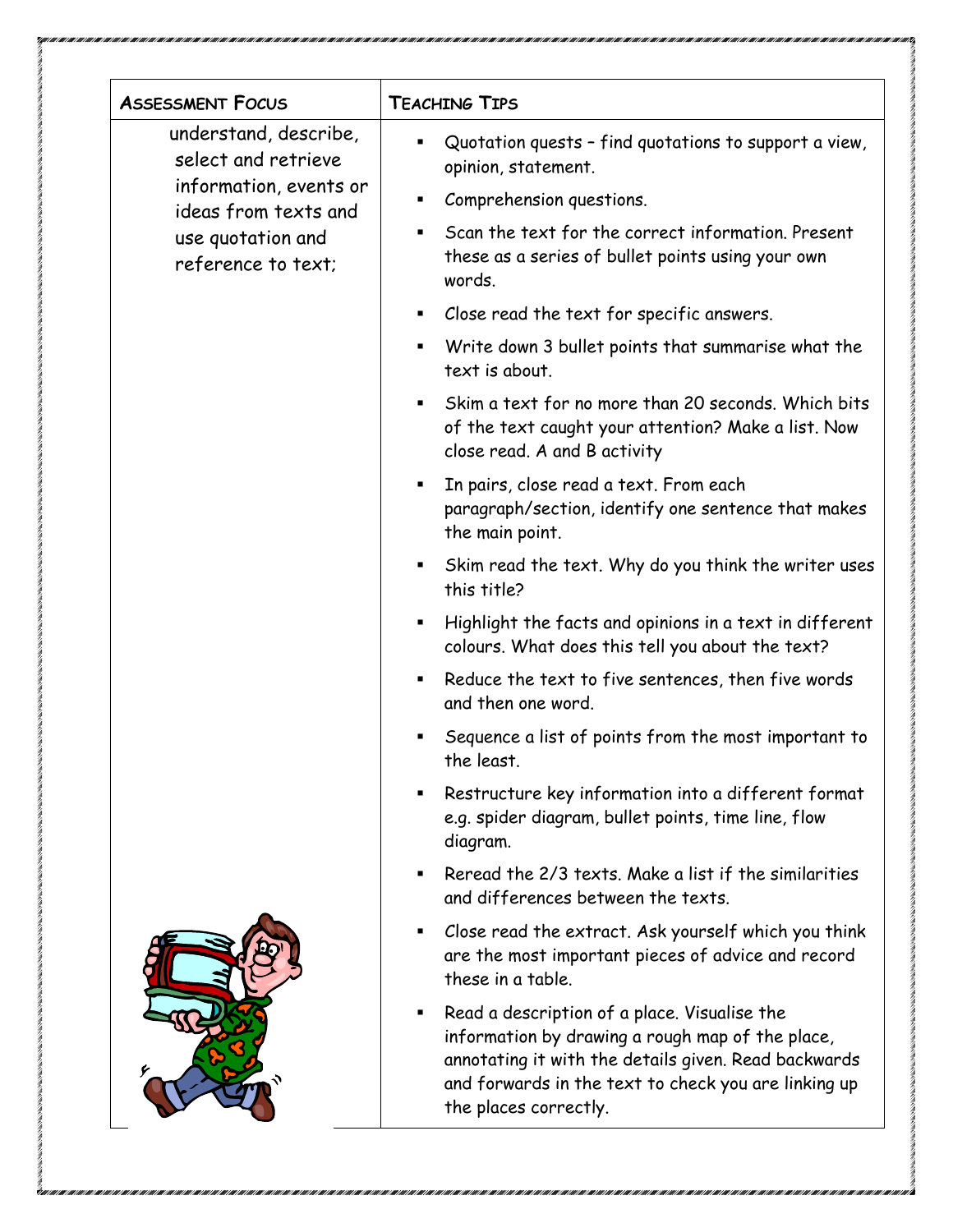| Assessment Focus | Teaching Tips |
| --- | --- |
| understand, describe, select and retrieve information, events or ideas from texts and use quotation and reference to text; | ▪ Quotation quests – find quotations to support a view, opinion, statement.<br>▪ Comprehension questions.<br>▪ Scan the text for the correct information. Present these as a series of bullet points using your own words.<br>▪ Close read the text for specific answers.<br>▪ Write down 3 bullet points that summarise what the text is about.<br>▪ Skim a text for no more than 20 seconds. Which bits of the text caught your attention? Make a list. Now close read. A and B activity<br>▪ In pairs, close read a text. From each paragraph/section, identify one sentence that makes the main point.<br>▪ Skim read the text. Why do you think the writer uses this title?<br>▪ Highlight the facts and opinions in a text in different colours. What does this tell you about the text?<br>▪ Reduce the text to five sentences, then five words and then one word.<br>▪ Sequence a list of points from the most important to the least.<br>▪ Restructure key information into a different format e.g. spider diagram, bullet points, time line, flow diagram.<br>▪ Reread the 2/3 texts. Make a list if the similarities and differences between the texts.<br>▪ Close read the extract. Ask yourself which you think are the most important pieces of advice and record these in a table.<br>▪ Read a description of a place. Visualise the information by drawing a rough map of the place, annotating it with the details given. Read backwards and forwards in the text to check you are linking up the places correctly. |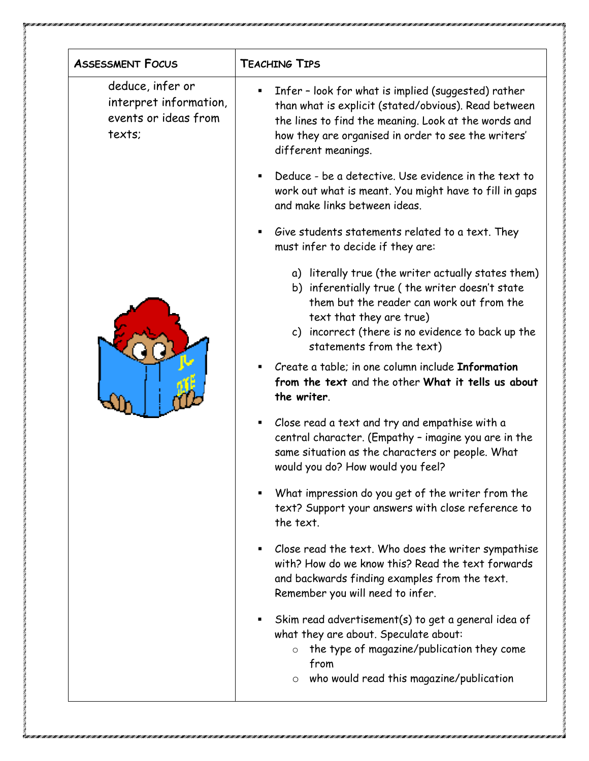| ASSESSMENT FOCUS | TEACHING TIPS |
| --- | --- |
| deduce, infer or interpret information, events or ideas from texts; | ▪ Infer – look for what is implied (suggested) rather than what is explicit (stated/obvious). Read between the lines to find the meaning. Look at the words and how they are organised in order to see the writers' different meanings.<br><br>▪ Deduce - be a detective. Use evidence in the text to work out what is meant. You might have to fill in gaps and make links between ideas.<br><br>▪ Give students statements related to a text. They must infer to decide if they are:<br>a) literally true (the writer actually states them)<br>b) inferentially true ( the writer doesn't state them but the reader can work out from the text that they are true)<br>c) incorrect (there is no evidence to back up the statements from the text)<br><br>▪ Create a table; in one column include **Information from the text** and the other **What it tells us about the writer**.<br><br>▪ Close read a text and try and empathise with a central character. (Empathy – imagine you are in the same situation as the characters or people. What would you do? How would you feel?<br><br>▪ What impression do you get of the writer from the text? Support your answers with close reference to the text.<br><br>▪ Close read the text. Who does the writer sympathise with? How do we know this? Read the text forwards and backwards finding examples from the text. Remember you will need to infer.<br><br>▪ Skim read advertisement(s) to get a general idea of what they are about. Speculate about:<br>○ the type of magazine/publication they come from<br>○ who would read this magazine/publication |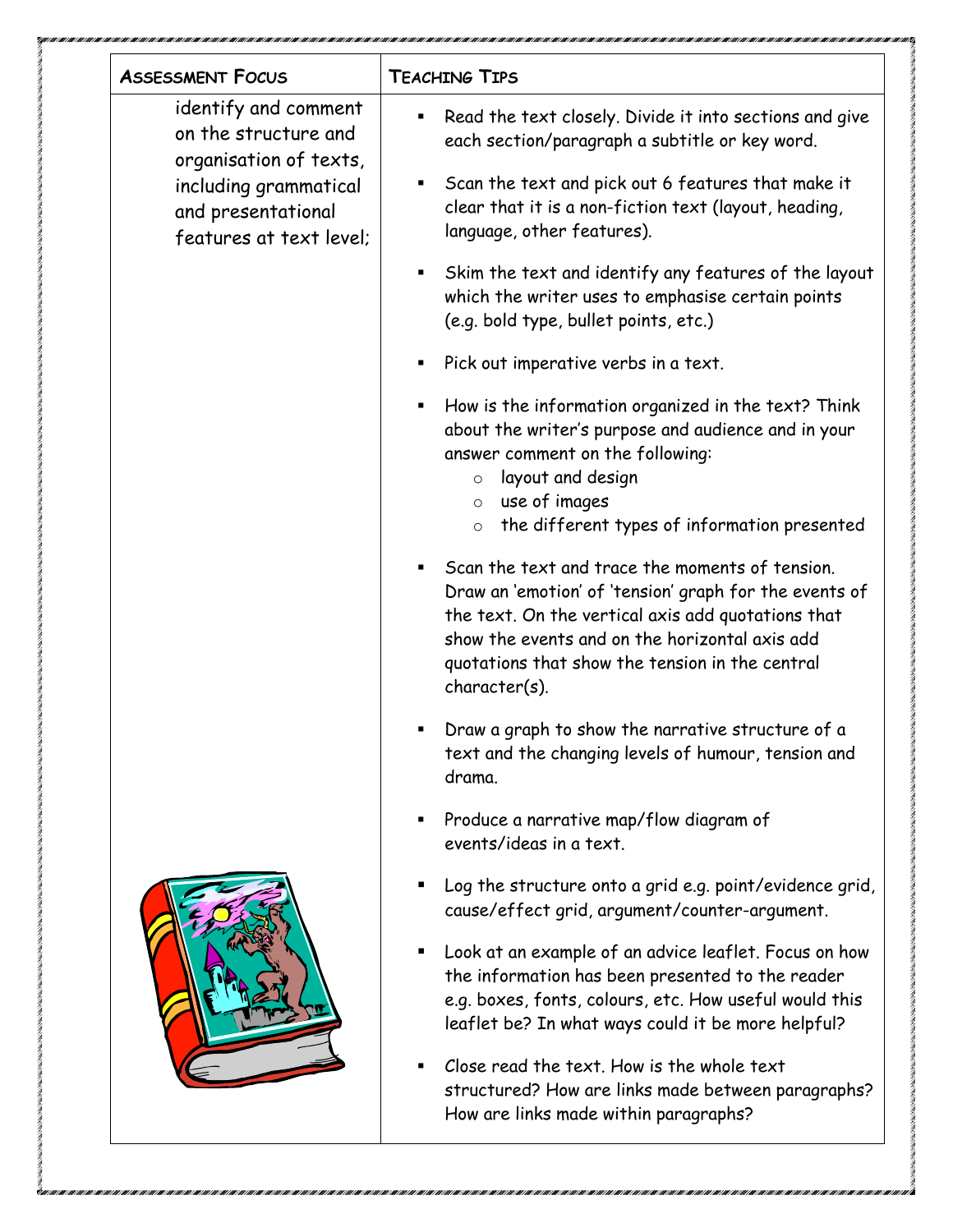| Assessment Focus | Teaching Tips |
| --- | --- |
| identify and comment on the structure and organisation of texts, including grammatical and presentational features at text level; | ▪ Read the text closely. Divide it into sections and give each section/paragraph a subtitle or key word.<br><br>▪ Scan the text and pick out 6 features that make it clear that it is a non-fiction text (layout, heading, language, other features).<br><br>▪ Skim the text and identify any features of the layout which the writer uses to emphasise certain points (e.g. bold type, bullet points, etc.)<br><br>▪ Pick out imperative verbs in a text.<br><br>▪ How is the information organized in the text? Think about the writer's purpose and audience and in your answer comment on the following:<br>  ○ layout and design<br>  ○ use of images<br>  ○ the different types of information presented<br><br>▪ Scan the text and trace the moments of tension. Draw an 'emotion' of 'tension' graph for the events of the text. On the vertical axis add quotations that show the events and on the horizontal axis add quotations that show the tension in the central character(s).<br><br>▪ Draw a graph to show the narrative structure of a text and the changing levels of humour, tension and drama.<br><br>▪ Produce a narrative map/flow diagram of events/ideas in a text.<br><br>▪ Log the structure onto a grid e.g. point/evidence grid, cause/effect grid, argument/counter-argument.<br><br>▪ Look at an example of an advice leaflet. Focus on how the information has been presented to the reader e.g. boxes, fonts, colours, etc. How useful would this leaflet be? In what ways could it be more helpful?<br><br>▪ Close read the text. How is the whole text structured? How are links made between paragraphs? How are links made within paragraphs? |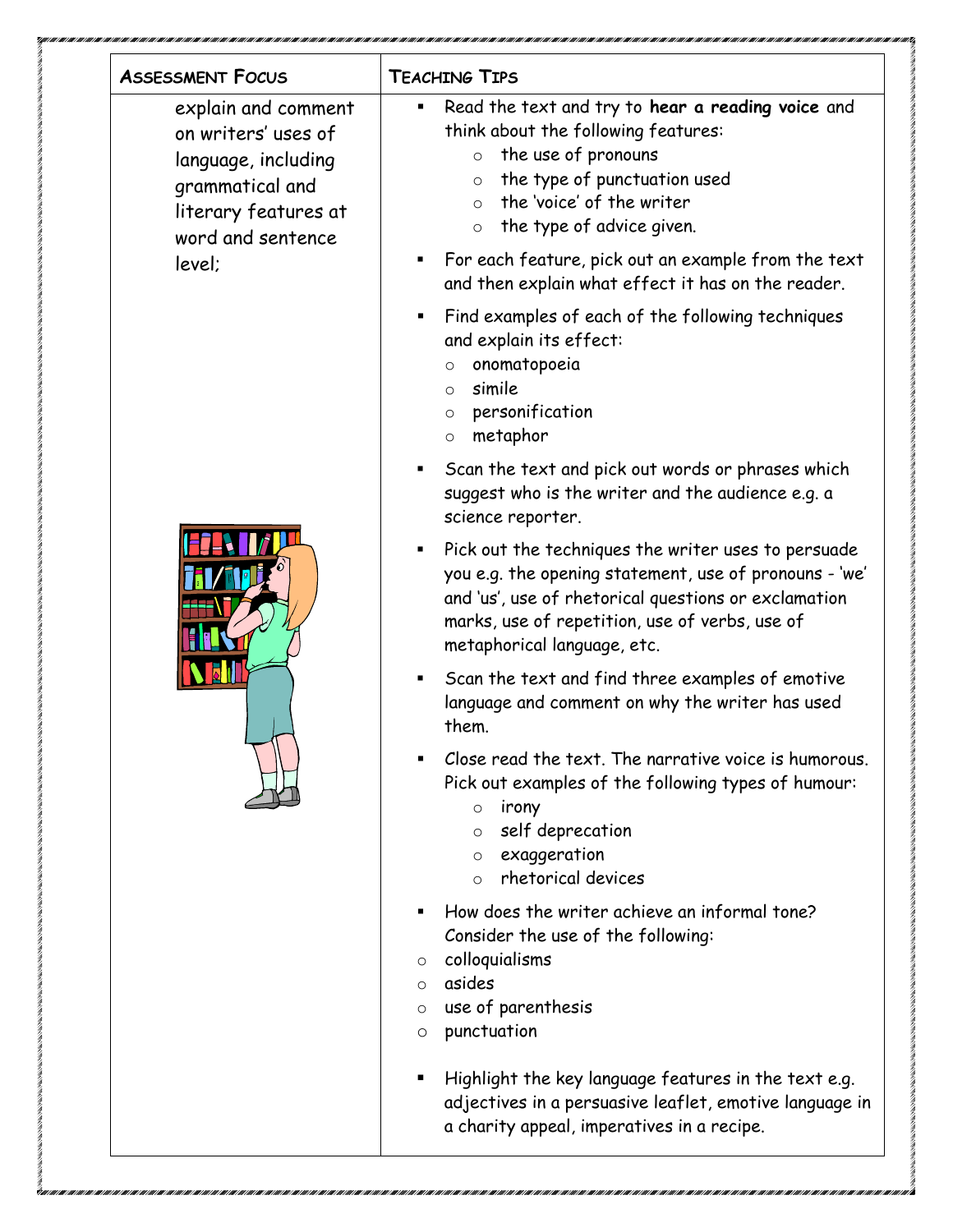| Assessment Focus | Teaching Tips |
| --- | --- |
| explain and comment on writers' uses of language, including grammatical and literary features at word and sentence level; | ▪ Read the text and try to **hear a reading voice** and think about the following features:<br>○ the use of pronouns<br>○ the type of punctuation used<br>○ the 'voice' of the writer<br>○ the type of advice given.<br><br>▪ For each feature, pick out an example from the text and then explain what effect it has on the reader.<br><br>▪ Find examples of each of the following techniques and explain its effect:<br>○ onomatopoeia<br>○ simile<br>○ personification<br>○ metaphor<br><br>▪ Scan the text and pick out words or phrases which suggest who is the writer and the audience e.g. a science reporter.<br><br>▪ Pick out the techniques the writer uses to persuade you e.g. the opening statement, use of pronouns - 'we' and 'us', use of rhetorical questions or exclamation marks, use of repetition, use of verbs, use of metaphorical language, etc.<br><br>▪ Scan the text and find three examples of emotive language and comment on why the writer has used them.<br><br>▪ Close read the text. The narrative voice is humorous. Pick out examples of the following types of humour:<br>○ irony<br>○ self deprecation<br>○ exaggeration<br>○ rhetorical devices<br><br>▪ How does the writer achieve an informal tone? Consider the use of the following:<br>○ colloquialisms<br>○ asides<br>○ use of parenthesis<br>○ punctuation<br><br>▪ Highlight the key language features in the text e.g. adjectives in a persuasive leaflet, emotive language in a charity appeal, imperatives in a recipe. |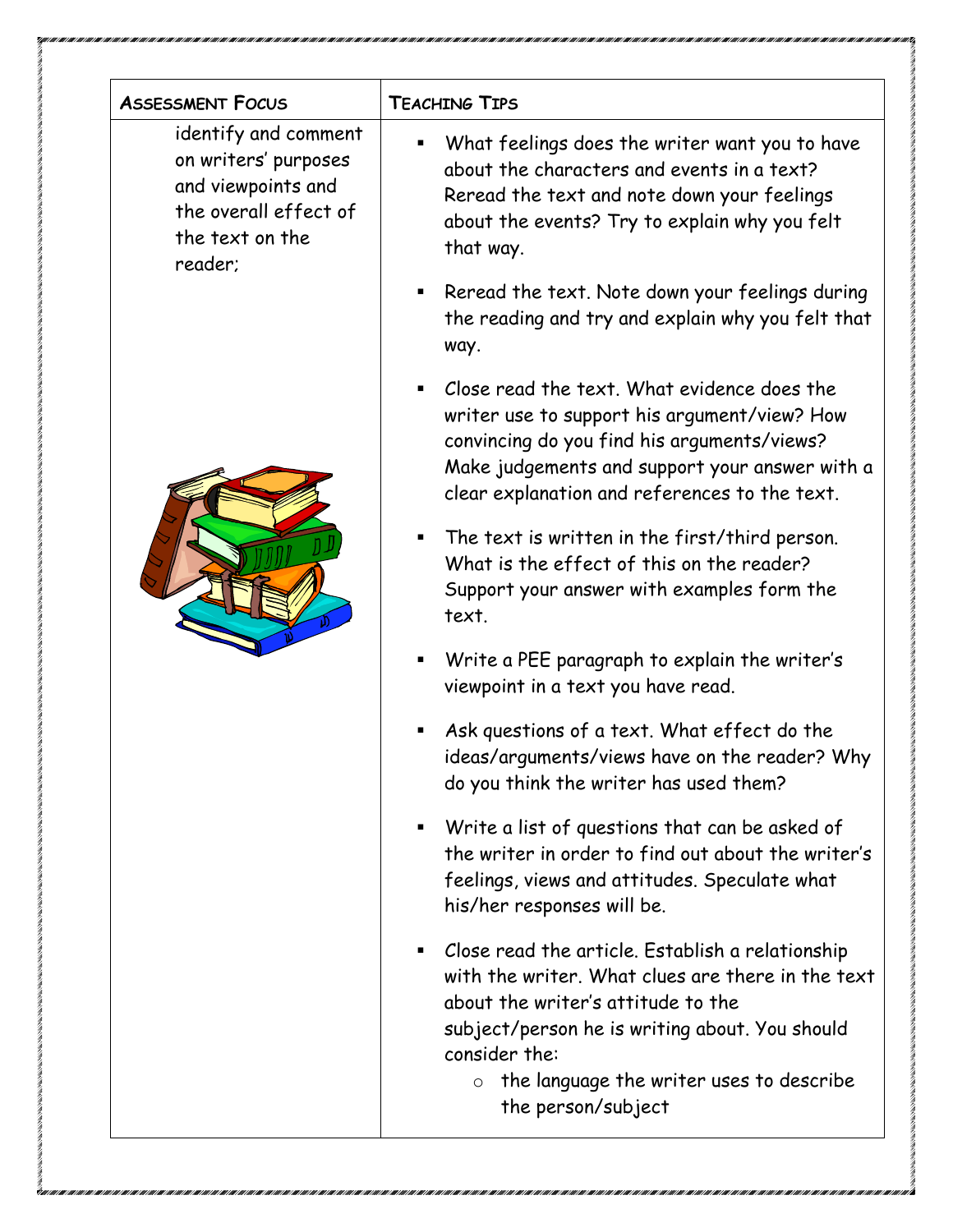| Assessment Focus | Teaching Tips |
| --- | --- |
| identify and comment on writers' purposes and viewpoints and the overall effect of the text on the reader; | ▪ What feelings does the writer want you to have about the characters and events in a text? Reread the text and note down your feelings about the events? Try to explain why you felt that way.<br><br>▪ Reread the text. Note down your feelings during the reading and try and explain why you felt that way.<br><br>▪ Close read the text. What evidence does the writer use to support his argument/view? How convincing do you find his arguments/views? Make judgements and support your answer with a clear explanation and references to the text.<br><br>▪ The text is written in the first/third person. What is the effect of this on the reader? Support your answer with examples form the text.<br><br>▪ Write a PEE paragraph to explain the writer's viewpoint in a text you have read.<br><br>▪ Ask questions of a text. What effect do the ideas/arguments/views have on the reader? Why do you think the writer has used them?<br><br>▪ Write a list of questions that can be asked of the writer in order to find out about the writer's feelings, views and attitudes. Speculate what his/her responses will be.<br><br>▪ Close read the article. Establish a relationship with the writer. What clues are there in the text about the writer's attitude to the subject/person he is writing about. You should consider the:<br>&nbsp;&nbsp;&nbsp;&nbsp;○ the language the writer uses to describe the person/subject |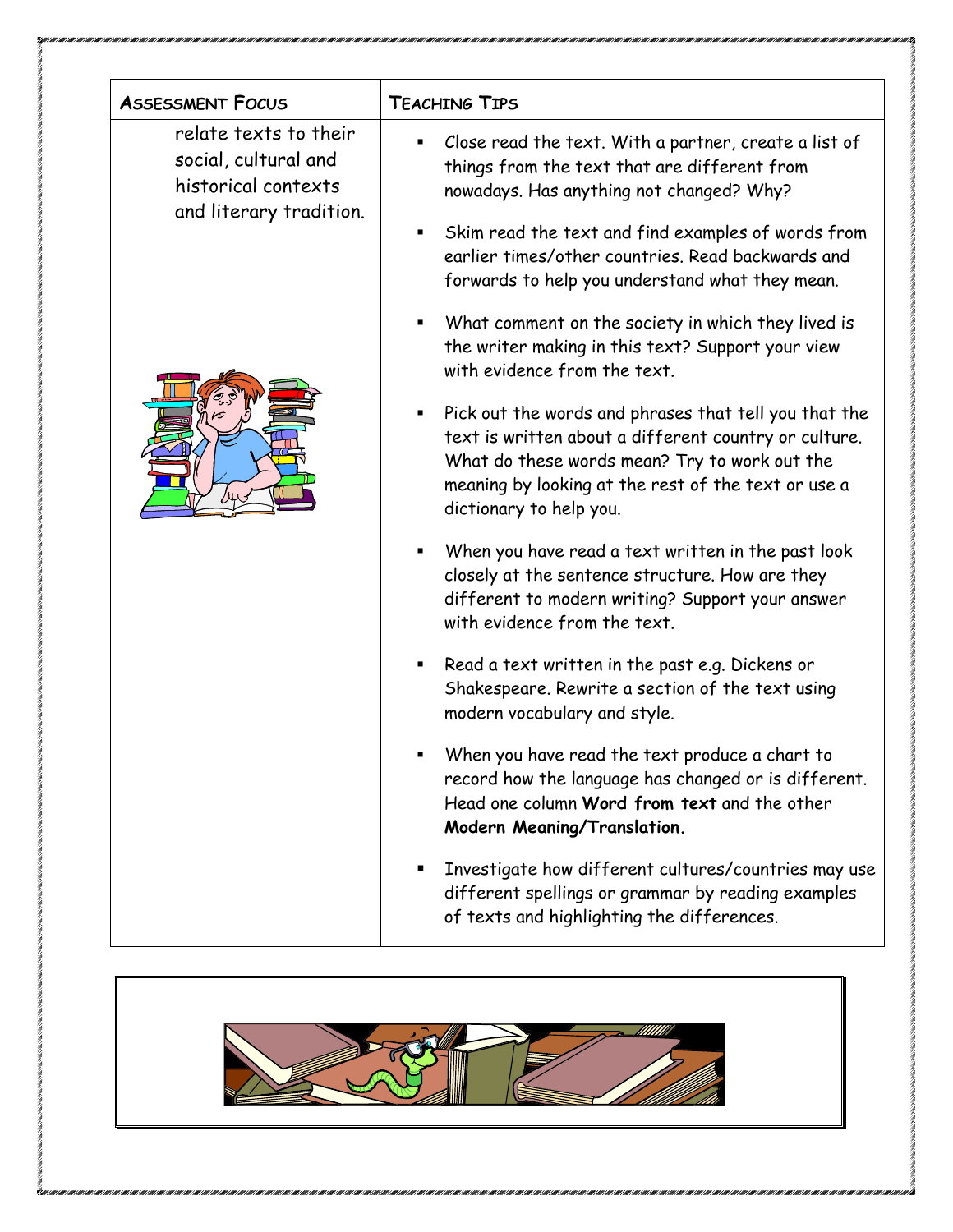| Assessment Focus | Teaching Tips |
| --- | --- |
| relate texts to their social, cultural and historical contexts and literary tradition. | ▪ Close read the text. With a partner, create a list of things from the text that are different from nowadays. Has anything not changed? Why?<br><br>▪ Skim read the text and find examples of words from earlier times/other countries. Read backwards and forwards to help you understand what they mean.<br><br>▪ What comment on the society in which they lived is the writer making in this text? Support your view with evidence from the text.<br><br>▪ Pick out the words and phrases that tell you that the text is written about a different country or culture. What do these words mean? Try to work out the meaning by looking at the rest of the text or use a dictionary to help you.<br><br>▪ When you have read a text written in the past look closely at the sentence structure. How are they different to modern writing? Support your answer with evidence from the text.<br><br>▪ Read a text written in the past e.g. Dickens or Shakespeare. Rewrite a section of the text using modern vocabulary and style.<br><br>▪ When you have read the text produce a chart to record how the language has changed or is different. Head one column **Word from text** and the other **Modern Meaning/Translation.**<br><br>▪ Investigate how different cultures/countries may use different spellings or grammar by reading examples of texts and highlighting the differences. |